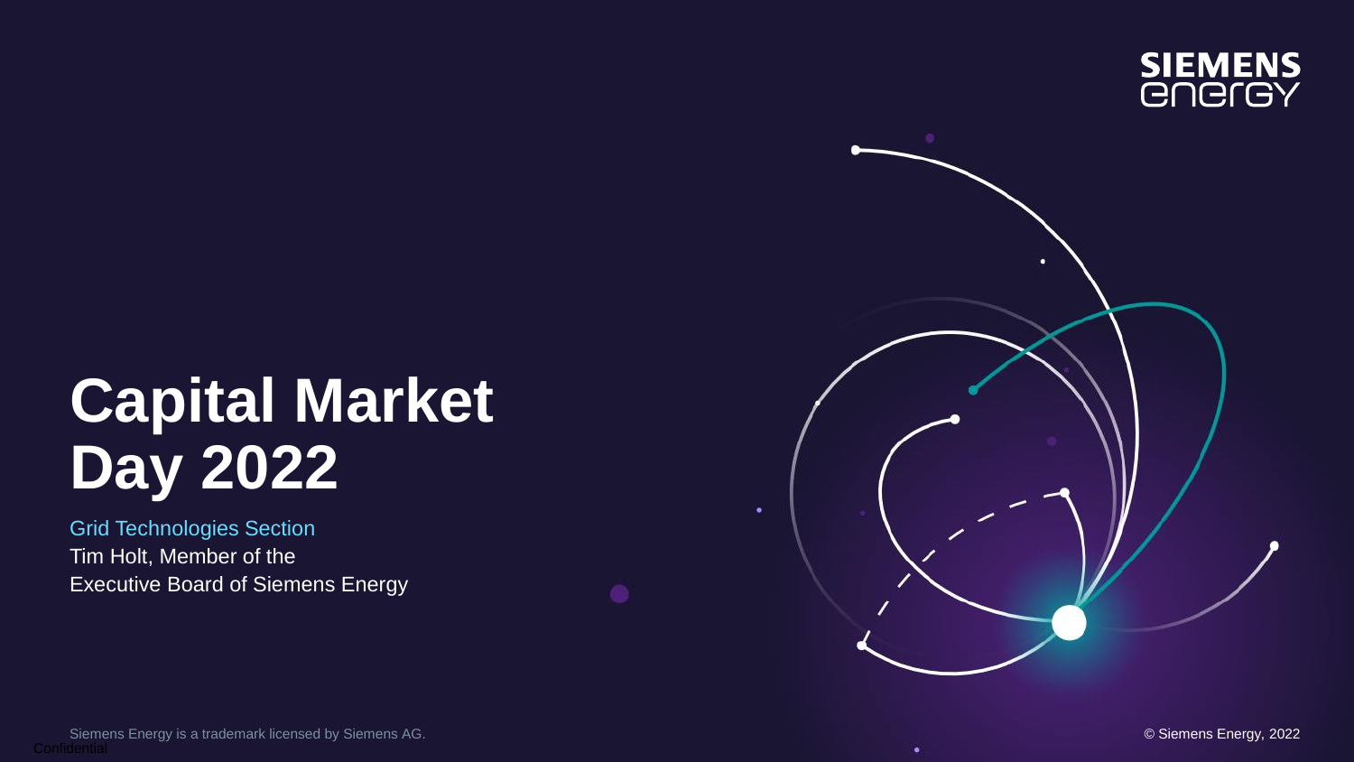SIEMENS
energy

# Capital Market Day 2022

Grid Technologies Section

Tim Holt, Member of the Executive Board of Siemens Energy

Siemens Energy is a trademark licensed by Siemens AG.

© Siemens Energy, 2022

Confidential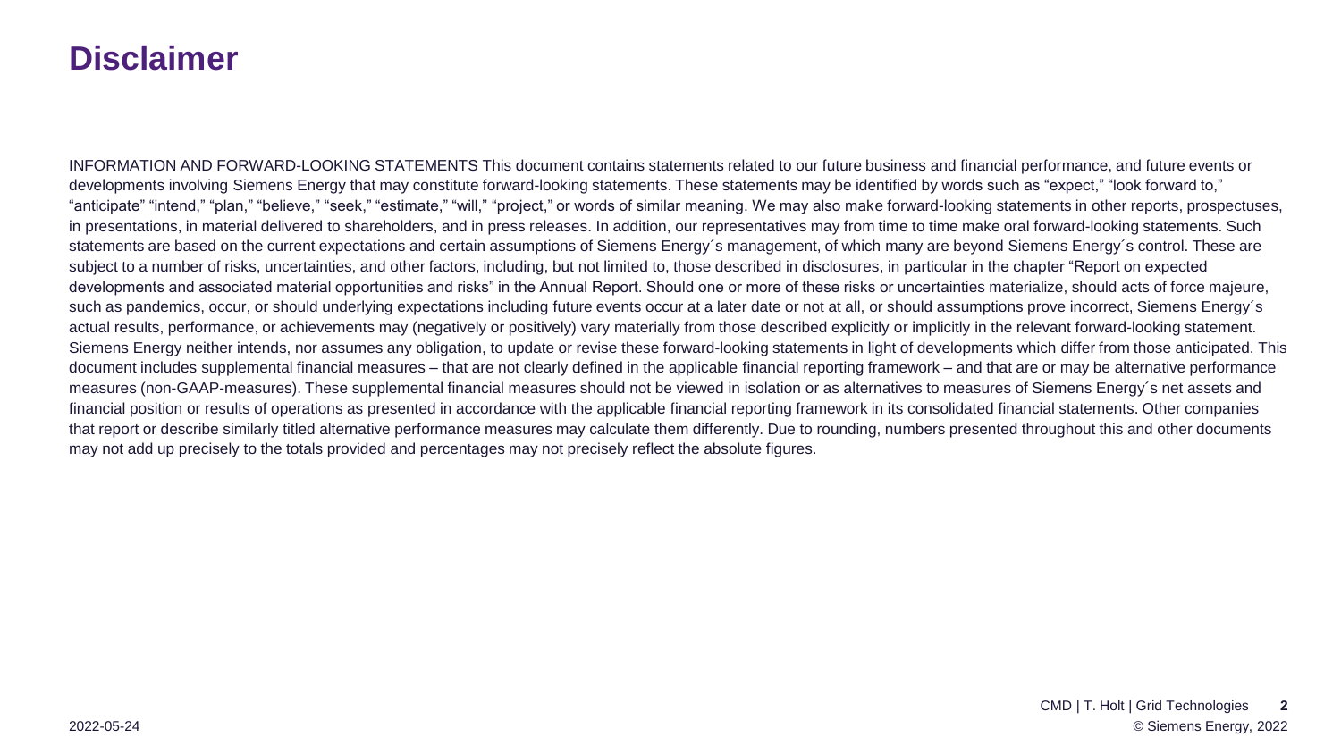# Disclaimer

INFORMATION AND FORWARD-LOOKING STATEMENTS This document contains statements related to our future business and financial performance, and future events or developments involving Siemens Energy that may constitute forward-looking statements. These statements may be identified by words such as "expect," "look forward to," "anticipate" "intend," "plan," "believe," "seek," "estimate," "will," "project," or words of similar meaning. We may also make forward-looking statements in other reports, prospectuses, in presentations, in material delivered to shareholders, and in press releases. In addition, our representatives may from time to time make oral forward-looking statements. Such statements are based on the current expectations and certain assumptions of Siemens Energy´s management, of which many are beyond Siemens Energy´s control. These are subject to a number of risks, uncertainties, and other factors, including, but not limited to, those described in disclosures, in particular in the chapter "Report on expected developments and associated material opportunities and risks" in the Annual Report. Should one or more of these risks or uncertainties materialize, should acts of force majeure, such as pandemics, occur, or should underlying expectations including future events occur at a later date or not at all, or should assumptions prove incorrect, Siemens Energy´s actual results, performance, or achievements may (negatively or positively) vary materially from those described explicitly or implicitly in the relevant forward-looking statement. Siemens Energy neither intends, nor assumes any obligation, to update or revise these forward-looking statements in light of developments which differ from those anticipated. This document includes supplemental financial measures – that are not clearly defined in the applicable financial reporting framework – and that are or may be alternative performance measures (non-GAAP-measures). These supplemental financial measures should not be viewed in isolation or as alternatives to measures of Siemens Energy´s net assets and financial position or results of operations as presented in accordance with the applicable financial reporting framework in its consolidated financial statements. Other companies that report or describe similarly titled alternative performance measures may calculate them differently. Due to rounding, numbers presented throughout this and other documents may not add up precisely to the totals provided and percentages may not precisely reflect the absolute figures.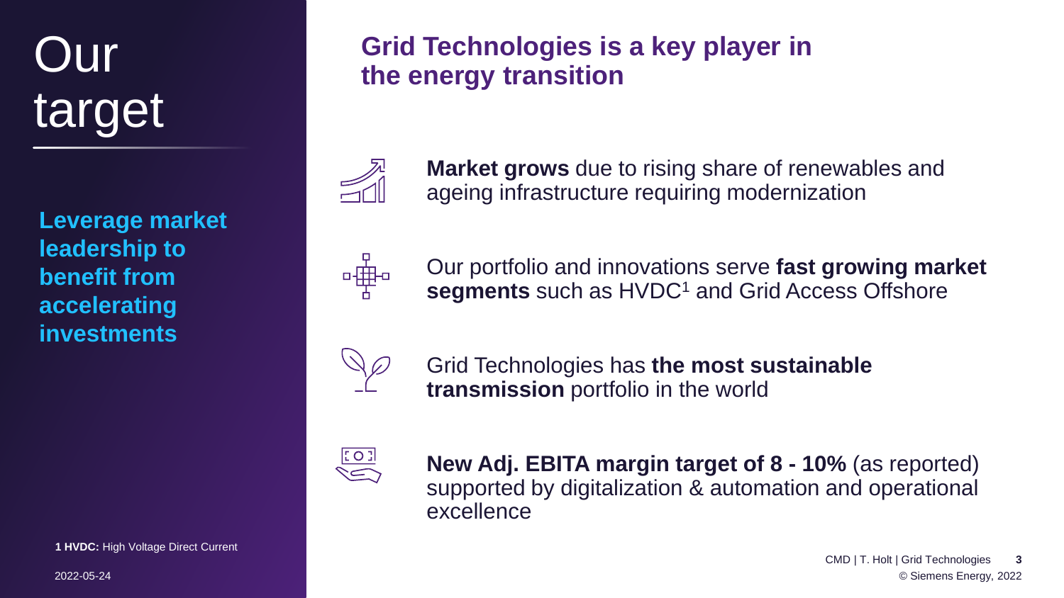# Our target

**Leverage market leadership to benefit from accelerating investments**

## Grid Technologies is a key player in the energy transition

- **Market grows** due to rising share of renewables and ageing infrastructure requiring modernization
- Our portfolio and innovations serve **fast growing market segments** such as HVDC[1] and Grid Access Offshore
- Grid Technologies has **the most sustainable transmission** portfolio in the world
- **New Adj. EBITA margin target of 8 - 10%** (as reported) supported by digitalization & automation and operational excellence

**1 HVDC:** High Voltage Direct Current

2022-05-24

CMD | T. Holt | Grid Technologies

© Siemens Energy, 2022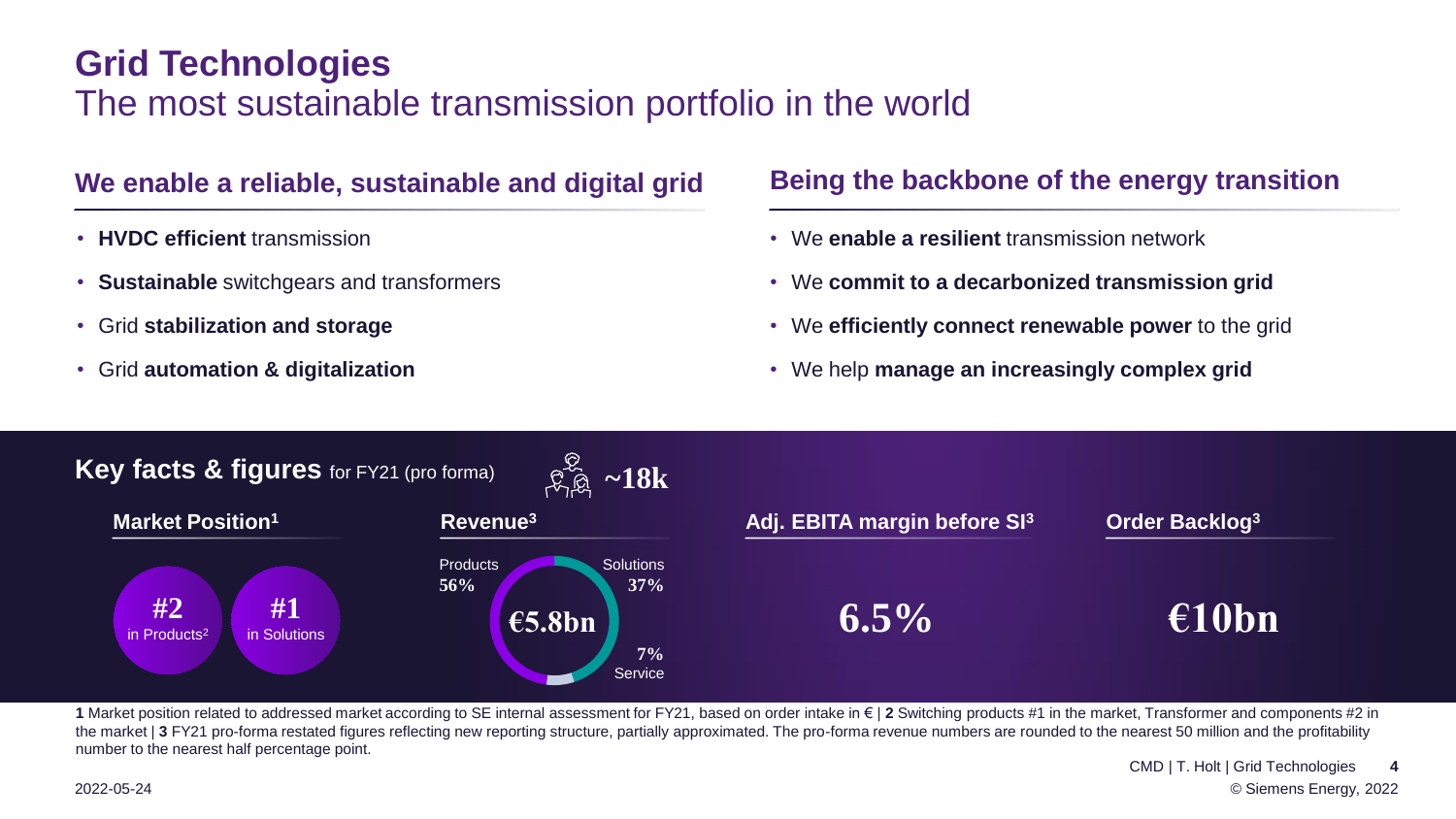# Grid Technologies

## The most sustainable transmission portfolio in the world

### We enable a reliable, sustainable and digital grid

- **HVDC efficient** transmission
- **Sustainable** switchgears and transformers
- Grid **stabilization and storage**
- Grid **automation & digitalization**

### Being the backbone of the energy transition

- We **enable a resilient** transmission network
- We **commit to a decarbonized transmission grid**
- We **efficiently connect renewable power** to the grid
- We help **manage an increasingly complex grid**

### Key facts & figures for FY21 (pro forma)

~18k

**Market Position[1]**

- **#2** in Products[2]
- **#1** in Solutions

**Revenue[3]**

**€5.8bn**

- Products 56%
- Solutions 37%
- Service 7%

**Adj. EBITA margin before SI[3]**

**6.5%**

**Order Backlog[3]**

**€10bn**

**1** Market position related to addressed market according to SE internal assessment for FY21, based on order intake in € | **2** Switching products #1 in the market, Transformer and components #2 in the market | **3** FY21 pro-forma restated figures reflecting new reporting structure, partially approximated. The pro-forma revenue numbers are rounded to the nearest 50 million and the profitability number to the nearest half percentage point.

CMD | T. Holt | Grid Technologies

2022-05-24

© Siemens Energy, 2022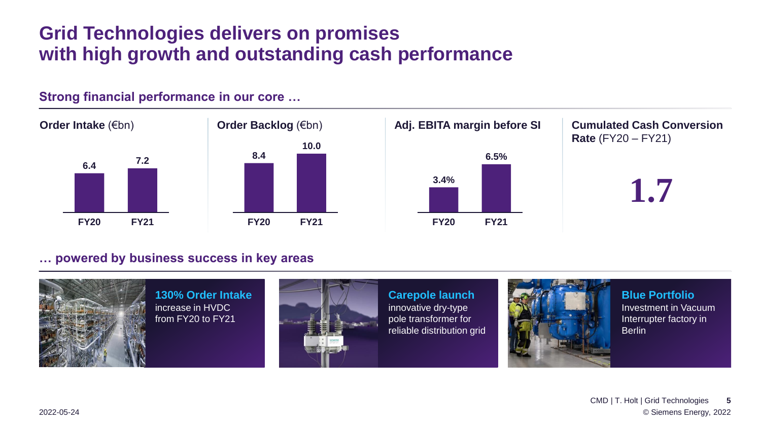# Grid Technologies delivers on promises with high growth and outstanding cash performance

## Strong financial performance in our core …

**Order Intake** (€bn)

| | FY20 | FY21 |
|---|---|---|
| Order Intake (€bn) | 6.4 | 7.2 |

**Order Backlog** (€bn)

| | FY20 | FY21 |
|---|---|---|
| Order Backlog (€bn) | 8.4 | 10.0 |

**Adj. EBITA margin before SI**

| | FY20 | FY21 |
|---|---|---|
| Adj. EBITA margin before SI | 3.4% | 6.5% |

**Cumulated Cash Conversion Rate** (FY20 – FY21)

**1.7**

## … powered by business success in key areas

**130% Order Intake**
increase in HVDC from FY20 to FY21

**Carepole launch**
innovative dry-type pole transformer for reliable distribution grid

**Blue Portfolio**
Investment in Vacuum Interrupter factory in Berlin

2022-05-24

CMD | T. Holt | Grid Technologies

© Siemens Energy, 2022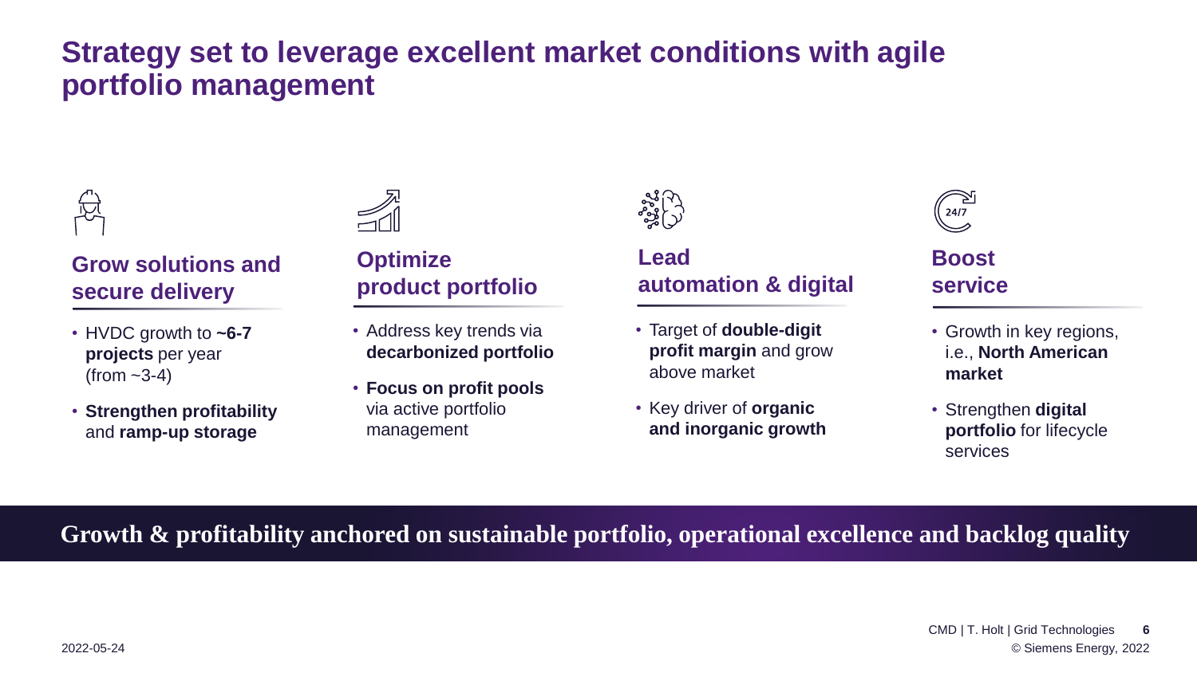# Strategy set to leverage excellent market conditions with agile portfolio management

## Grow solutions and secure delivery

- HVDC growth to **~6-7 projects** per year (from ~3-4)
- **Strengthen profitability** and **ramp-up storage**

## Optimize product portfolio

- Address key trends via **decarbonized portfolio**
- **Focus on profit pools** via active portfolio management

## Lead automation & digital

- Target of **double-digit profit margin** and grow above market
- Key driver of **organic and inorganic growth**

## Boost service

- Growth in key regions, i.e., **North American market**
- Strengthen **digital portfolio** for lifecycle services

**Growth & profitability anchored on sustainable portfolio, operational excellence and backlog quality**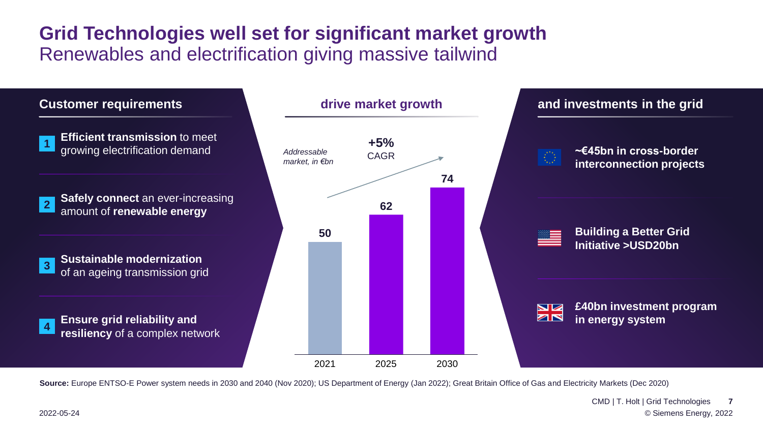# Grid Technologies well set for significant market growth

## Renewables and electrification giving massive tailwind

### Customer requirements

1. **Efficient transmission** to meet growing electrification demand
2. **Safely connect** an ever-increasing amount of **renewable energy**
3. **Sustainable modernization** of an ageing transmission grid
4. **Ensure grid reliability and resiliency** of a complex network

### drive market growth

*Addressable market, in €bn*

**+5%** CAGR

| Year | Value |
|---|---|
| 2021 | 50 |
| 2025 | 62 |
| 2030 | 74 |

### and investments in the grid

- **~€45bn in cross-border interconnection projects**
- **Building a Better Grid Initiative >USD20bn**
- **£40bn investment program in energy system**

**Source:** Europe ENTSO-E Power system needs in 2030 and 2040 (Nov 2020); US Department of Energy (Jan 2022); Great Britain Office of Gas and Electricity Markets (Dec 2020)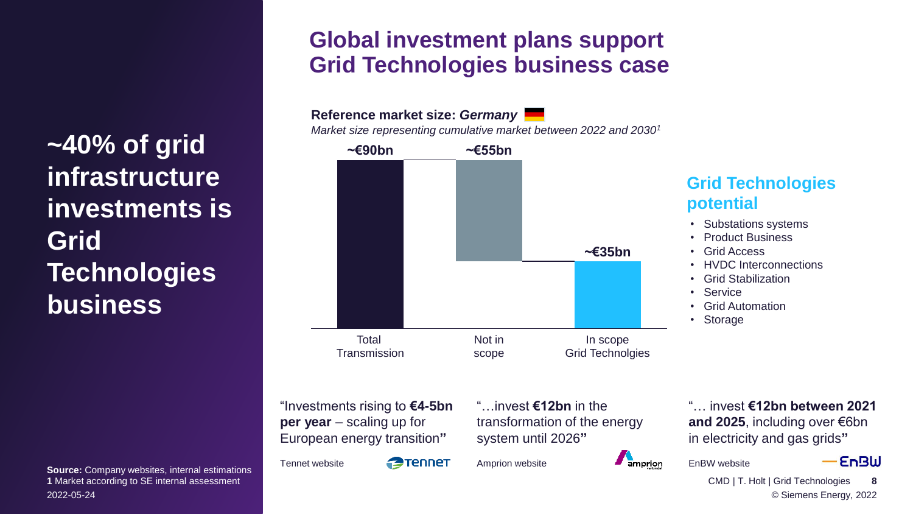~40% of grid infrastructure investments is Grid Technologies business

# Global investment plans support Grid Technologies business case

**Reference market size: *Germany***

*Market size representing cumulative market between 2022 and 2030[1]*

| | Total Transmission | Not in scope | In scope Grid Technolgies |
|---|---|---|---|
| Market size | ~€90bn | ~€55bn | ~€35bn |

## Grid Technologies potential

- Substations systems
- Product Business
- Grid Access
- HVDC Interconnections
- Grid Stabilization
- Service
- Grid Automation
- Storage

"Investments rising to **€4-5bn per year** – scaling up for European energy transition**"**

Tennet website

"…invest **€12bn** in the transformation of the energy system until 2026**"**

Amprion website

"… invest **€12bn between 2021 and 2025**, including over €6bn in electricity and gas grids**"**

EnBW website

**Source:** Company websites, internal estimations
**1** Market according to SE internal assessment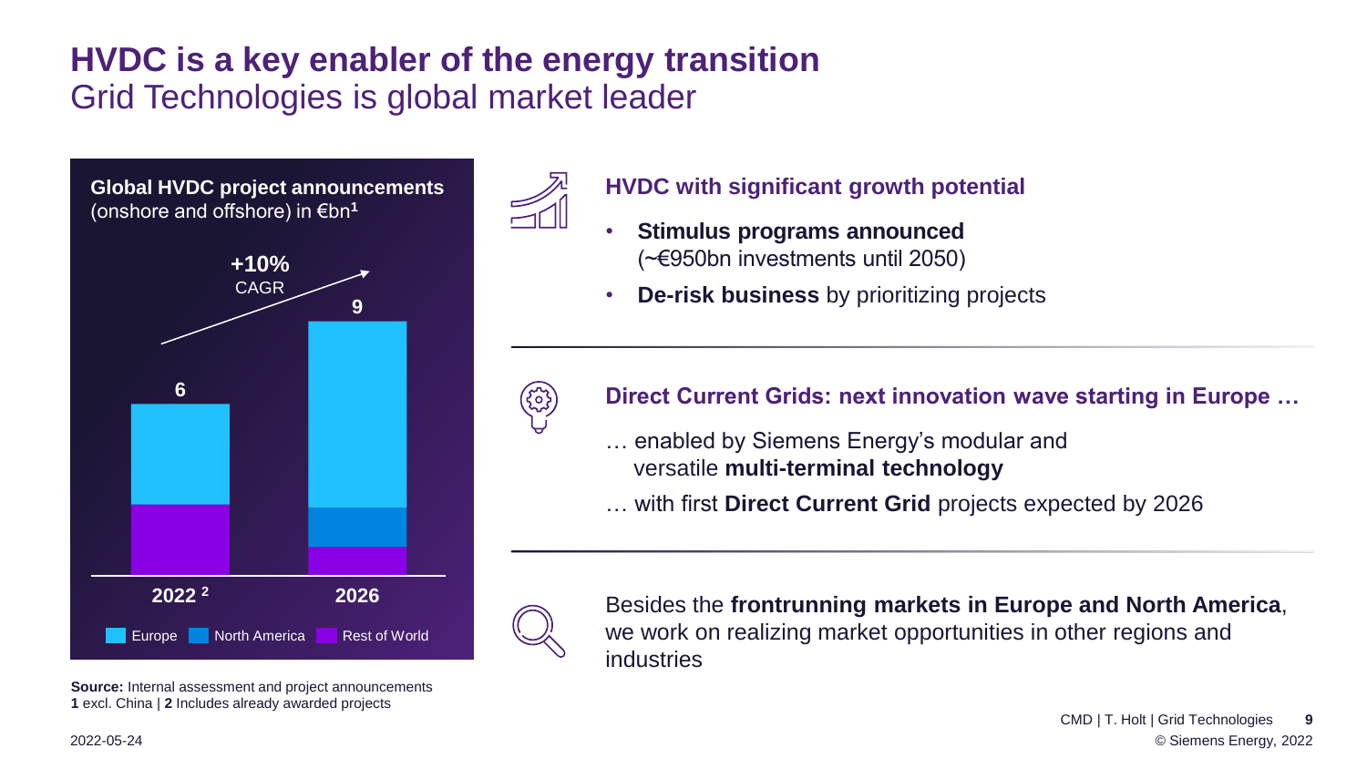# HVDC is a key enabler of the energy transition

## Grid Technologies is global market leader

**Global HVDC project announcements** (onshore and offshore) in €bn[1]

+10% CAGR

| Year | Total (€bn) |
| --- | --- |
| 2022 [2] | 6 |
| 2026 | 9 |

Europe | North America | Rest of World

### HVDC with significant growth potential

- **Stimulus programs announced** (~€950bn investments until 2050)
- **De-risk business** by prioritizing projects

### Direct Current Grids: next innovation wave starting in Europe …

… enabled by Siemens Energy's modular and versatile **multi-terminal technology**

… with first **Direct Current Grid** projects expected by 2026

Besides the **frontrunning markets in Europe and North America**, we work on realizing market opportunities in other regions and industries

**Source:** Internal assessment and project announcements
**1** excl. China | **2** Includes already awarded projects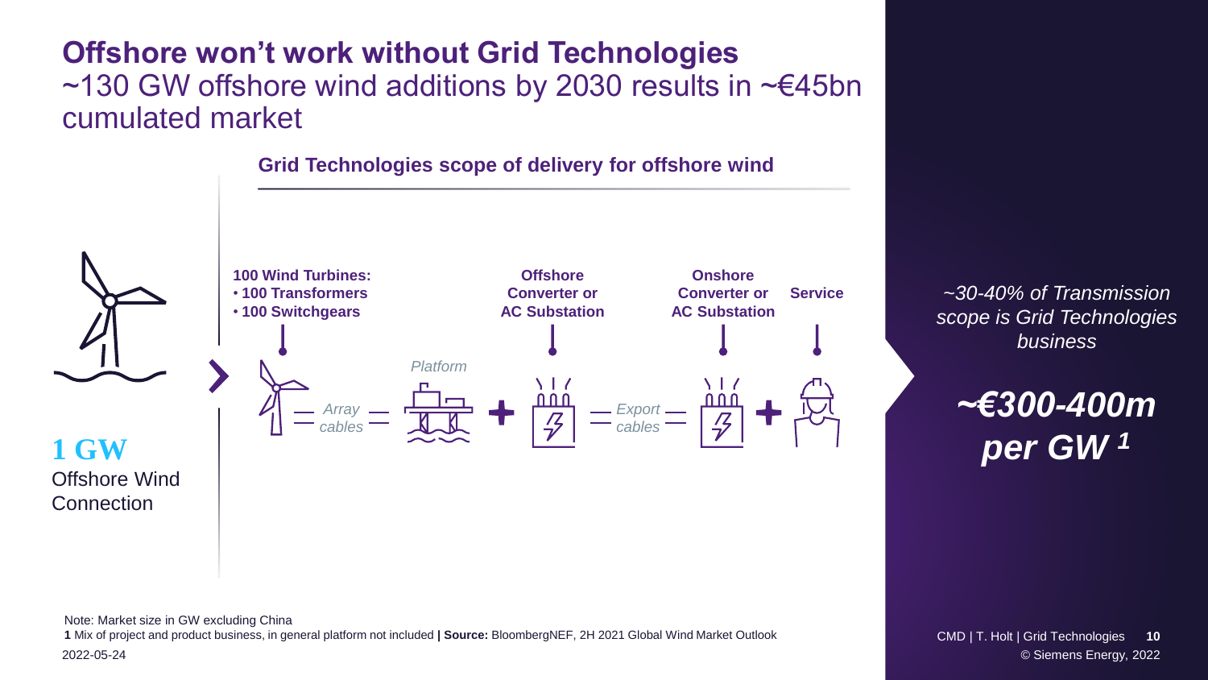# Offshore won't work without Grid Technologies

## ~130 GW offshore wind additions by 2030 results in ~€45bn cumulated market

**Grid Technologies scope of delivery for offshore wind**

**1 GW**
Offshore Wind Connection

**100 Wind Turbines:**
- **100 Transformers**
- **100 Switchgears**

*Array cables*

*Platform*

**Offshore Converter or AC Substation**

*Export cables*

**Onshore Converter or AC Substation**

**Service**

*~30-40% of Transmission scope is Grid Technologies business*

***~€300-400m per GW*** [1]

Note: Market size in GW excluding China

1 Mix of project and product business, in general platform not included **| Source:** BloombergNEF, 2H 2021 Global Wind Market Outlook

2022-05-24

CMD | T. Holt | Grid Technologies

© Siemens Energy, 2022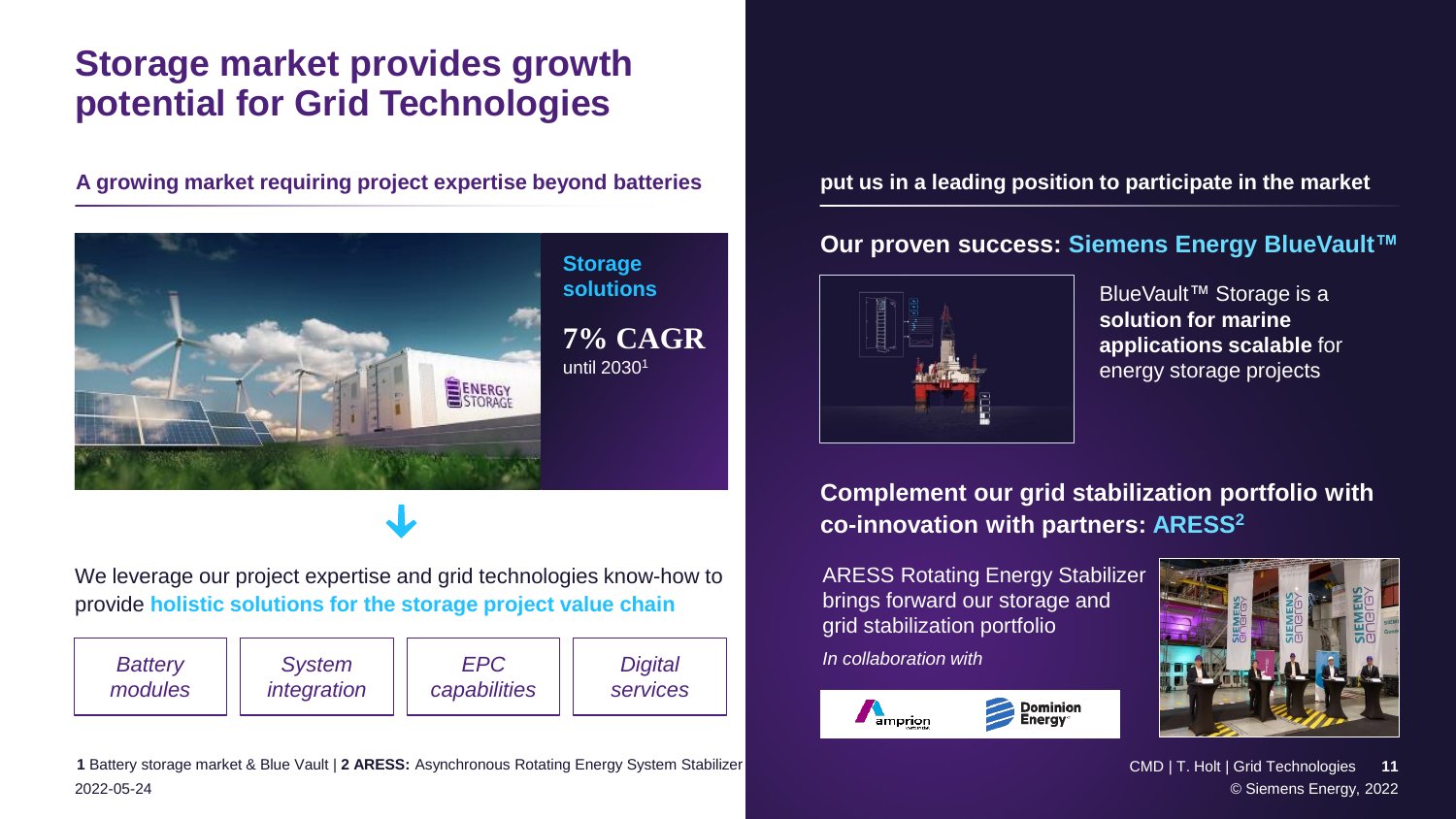# Storage market provides growth potential for Grid Technologies

**A growing market requiring project expertise beyond batteries**

**Storage solutions**

**7% CAGR** until 2030[1]

We leverage our project expertise and grid technologies know-how to provide **holistic solutions for the storage project value chain**

| *Battery modules* | *System integration* | *EPC capabilities* | *Digital services* |
|---|---|---|---|

**put us in a leading position to participate in the market**

**Our proven success: Siemens Energy BlueVault™**

BlueVault™ Storage is a **solution for marine applications scalable** for energy storage projects

**Complement our grid stabilization portfolio with co-innovation with partners: ARESS[2]**

ARESS Rotating Energy Stabilizer brings forward our storage and grid stabilization portfolio

*In collaboration with*

amprion | Dominion Energy

**1** Battery storage market & Blue Vault | **2 ARESS:** Asynchronous Rotating Energy System Stabilizer

2022-05-24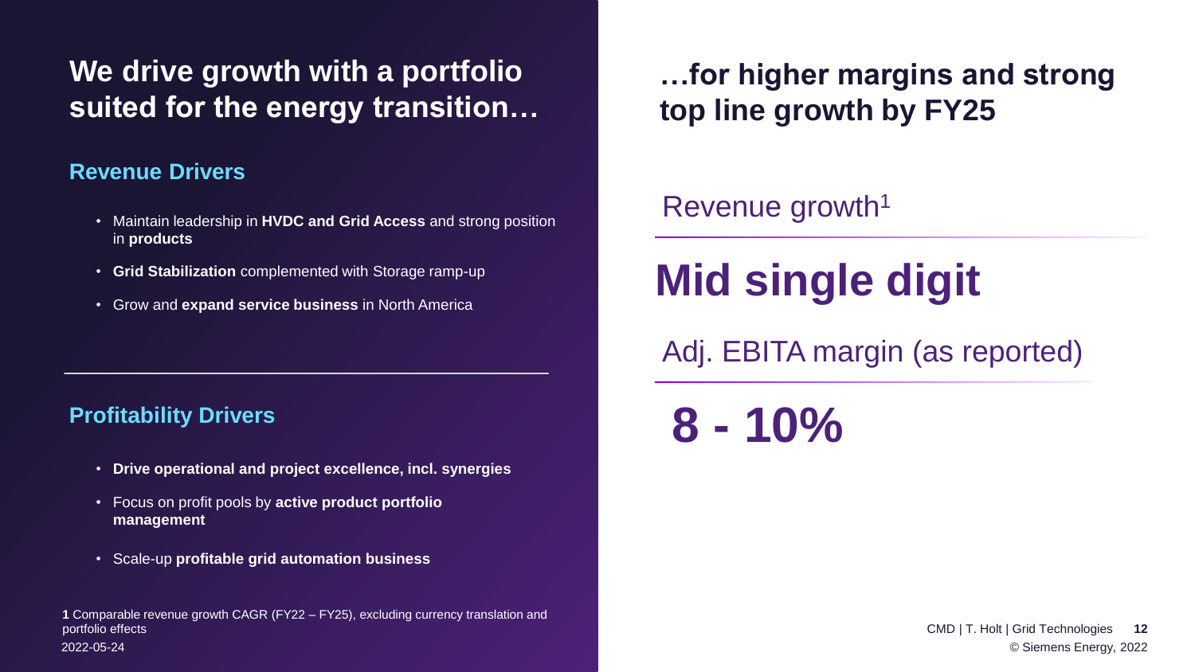## We drive growth with a portfolio suited for the energy transition…

### Revenue Drivers

- Maintain leadership in **HVDC and Grid Access** and strong position in **products**
- **Grid Stabilization** complemented with Storage ramp-up
- Grow and **expand service business** in North America

### Profitability Drivers

- **Drive operational and project excellence, incl. synergies**
- Focus on profit pools by **active product portfolio management**
- Scale-up **profitable grid automation business**

## …for higher margins and strong top line growth by FY25

Revenue growth[1]

# Mid single digit

Adj. EBITA margin (as reported)

# 8 - 10%

**1** Comparable revenue growth CAGR (FY22 – FY25), excluding currency translation and portfolio effects

2022-05-24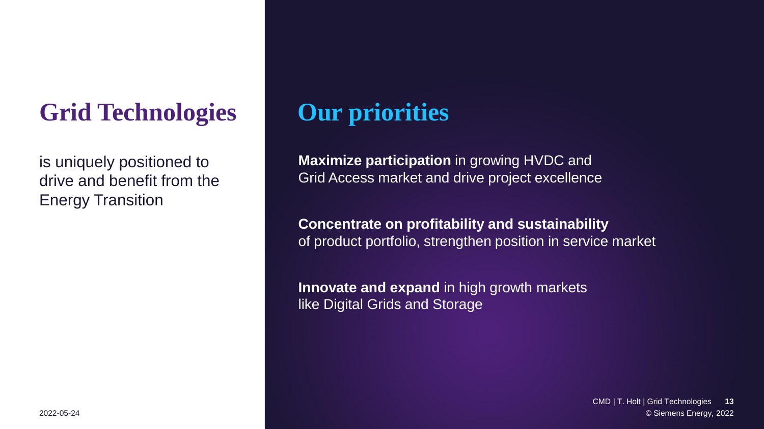# Grid Technologies

is uniquely positioned to drive and benefit from the Energy Transition

# Our priorities

**Maximize participation** in growing HVDC and Grid Access market and drive project excellence

**Concentrate on profitability and sustainability** of product portfolio, strengthen position in service market

**Innovate and expand** in high growth markets like Digital Grids and Storage